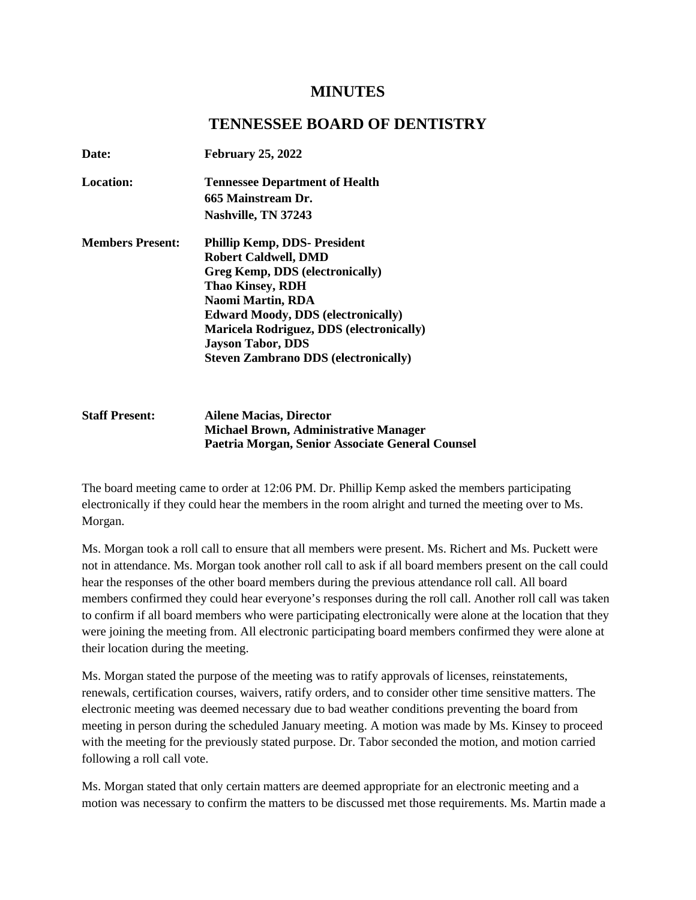# MINUTES

## TENNESSEE BOARD OF DENTISTRY

**Date:** **February 25, 2022**

**Location:** **Tennessee Department of Health**
**665 Mainstream Dr.**
**Nashville, TN 37243**

**Members Present:**
**Phillip Kemp, DDS- President**
**Robert Caldwell, DMD**
**Greg Kemp, DDS (electronically)**
**Thao Kinsey, RDH**
**Naomi Martin, RDA**
**Edward Moody, DDS (electronically)**
**Maricela Rodriguez, DDS (electronically)**
**Jayson Tabor, DDS**
**Steven Zambrano DDS (electronically)**

**Staff Present:**
**Ailene Macias, Director**
**Michael Brown, Administrative Manager**
**Paetria Morgan, Senior Associate General Counsel**

The board meeting came to order at 12:06 PM. Dr. Phillip Kemp asked the members participating electronically if they could hear the members in the room alright and turned the meeting over to Ms. Morgan.

Ms. Morgan took a roll call to ensure that all members were present. Ms. Richert and Ms. Puckett were not in attendance. Ms. Morgan took another roll call to ask if all board members present on the call could hear the responses of the other board members during the previous attendance roll call. All board members confirmed they could hear everyone's responses during the roll call. Another roll call was taken to confirm if all board members who were participating electronically were alone at the location that they were joining the meeting from. All electronic participating board members confirmed they were alone at their location during the meeting.

Ms. Morgan stated the purpose of the meeting was to ratify approvals of licenses, reinstatements, renewals, certification courses, waivers, ratify orders, and to consider other time sensitive matters. The electronic meeting was deemed necessary due to bad weather conditions preventing the board from meeting in person during the scheduled January meeting. A motion was made by Ms. Kinsey to proceed with the meeting for the previously stated purpose. Dr. Tabor seconded the motion, and motion carried following a roll call vote.

Ms. Morgan stated that only certain matters are deemed appropriate for an electronic meeting and a motion was necessary to confirm the matters to be discussed met those requirements. Ms. Martin made a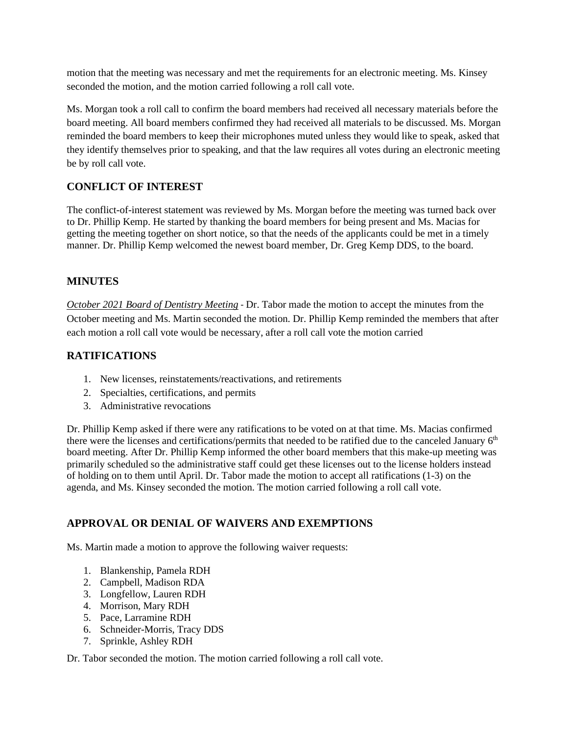motion that the meeting was necessary and met the requirements for an electronic meeting. Ms. Kinsey seconded the motion, and the motion carried following a roll call vote.

Ms. Morgan took a roll call to confirm the board members had received all necessary materials before the board meeting. All board members confirmed they had received all materials to be discussed. Ms. Morgan reminded the board members to keep their microphones muted unless they would like to speak, asked that they identify themselves prior to speaking, and that the law requires all votes during an electronic meeting be by roll call vote.

## CONFLICT OF INTEREST

The conflict-of-interest statement was reviewed by Ms. Morgan before the meeting was turned back over to Dr. Phillip Kemp. He started by thanking the board members for being present and Ms. Macias for getting the meeting together on short notice, so that the needs of the applicants could be met in a timely manner. Dr. Phillip Kemp welcomed the newest board member, Dr. Greg Kemp DDS, to the board.

## MINUTES

_October 2021 Board of Dentistry Meeting_ - Dr. Tabor made the motion to accept the minutes from the October meeting and Ms. Martin seconded the motion. Dr. Phillip Kemp reminded the members that after each motion a roll call vote would be necessary, after a roll call vote the motion carried

## RATIFICATIONS

1. New licenses, reinstatements/reactivations, and retirements
2. Specialties, certifications, and permits
3. Administrative revocations

Dr. Phillip Kemp asked if there were any ratifications to be voted on at that time. Ms. Macias confirmed there were the licenses and certifications/permits that needed to be ratified due to the canceled January 6th board meeting. After Dr. Phillip Kemp informed the other board members that this make-up meeting was primarily scheduled so the administrative staff could get these licenses out to the license holders instead of holding on to them until April. Dr. Tabor made the motion to accept all ratifications (1-3) on the agenda, and Ms. Kinsey seconded the motion. The motion carried following a roll call vote.

## APPROVAL OR DENIAL OF WAIVERS AND EXEMPTIONS

Ms. Martin made a motion to approve the following waiver requests:

1. Blankenship, Pamela RDH
2. Campbell, Madison RDA
3. Longfellow, Lauren RDH
4. Morrison, Mary RDH
5. Pace, Larramine RDH
6. Schneider-Morris, Tracy DDS
7. Sprinkle, Ashley RDH

Dr. Tabor seconded the motion. The motion carried following a roll call vote.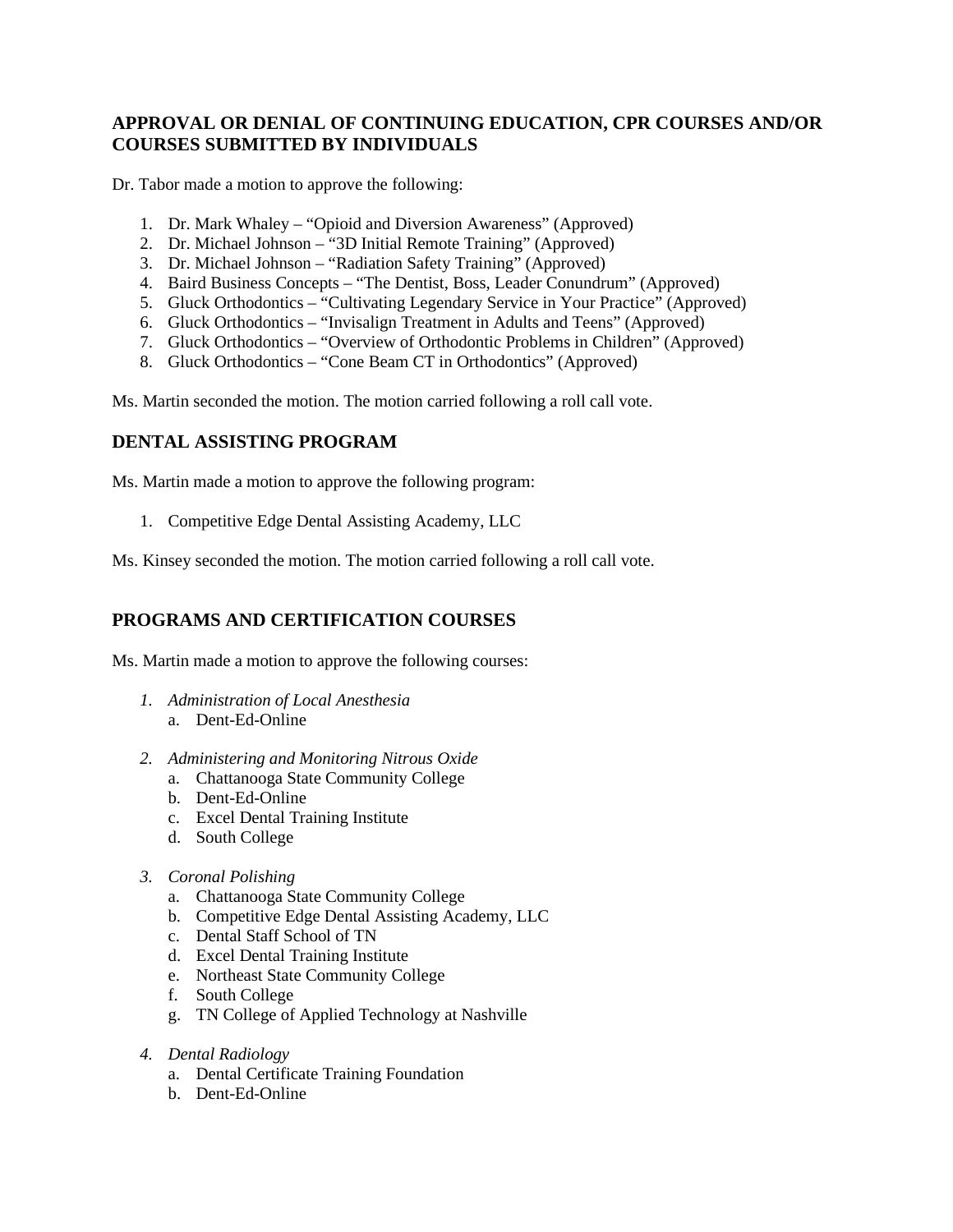## APPROVAL OR DENIAL OF CONTINUING EDUCATION, CPR COURSES AND/OR COURSES SUBMITTED BY INDIVIDUALS

Dr. Tabor made a motion to approve the following:

1. Dr. Mark Whaley – “Opioid and Diversion Awareness” (Approved)
2. Dr. Michael Johnson – “3D Initial Remote Training” (Approved)
3. Dr. Michael Johnson – “Radiation Safety Training” (Approved)
4. Baird Business Concepts – “The Dentist, Boss, Leader Conundrum” (Approved)
5. Gluck Orthodontics – “Cultivating Legendary Service in Your Practice” (Approved)
6. Gluck Orthodontics – “Invisalign Treatment in Adults and Teens” (Approved)
7. Gluck Orthodontics – “Overview of Orthodontic Problems in Children” (Approved)
8. Gluck Orthodontics – “Cone Beam CT in Orthodontics” (Approved)

Ms. Martin seconded the motion. The motion carried following a roll call vote.

## DENTAL ASSISTING PROGRAM

Ms. Martin made a motion to approve the following program:

1. Competitive Edge Dental Assisting Academy, LLC

Ms. Kinsey seconded the motion. The motion carried following a roll call vote.

## PROGRAMS AND CERTIFICATION COURSES

Ms. Martin made a motion to approve the following courses:

1. *Administration of Local Anesthesia*
   a. Dent-Ed-Online

2. *Administering and Monitoring Nitrous Oxide*
   a. Chattanooga State Community College
   b. Dent-Ed-Online
   c. Excel Dental Training Institute
   d. South College

3. *Coronal Polishing*
   a. Chattanooga State Community College
   b. Competitive Edge Dental Assisting Academy, LLC
   c. Dental Staff School of TN
   d. Excel Dental Training Institute
   e. Northeast State Community College
   f. South College
   g. TN College of Applied Technology at Nashville

4. *Dental Radiology*
   a. Dental Certificate Training Foundation
   b. Dent-Ed-Online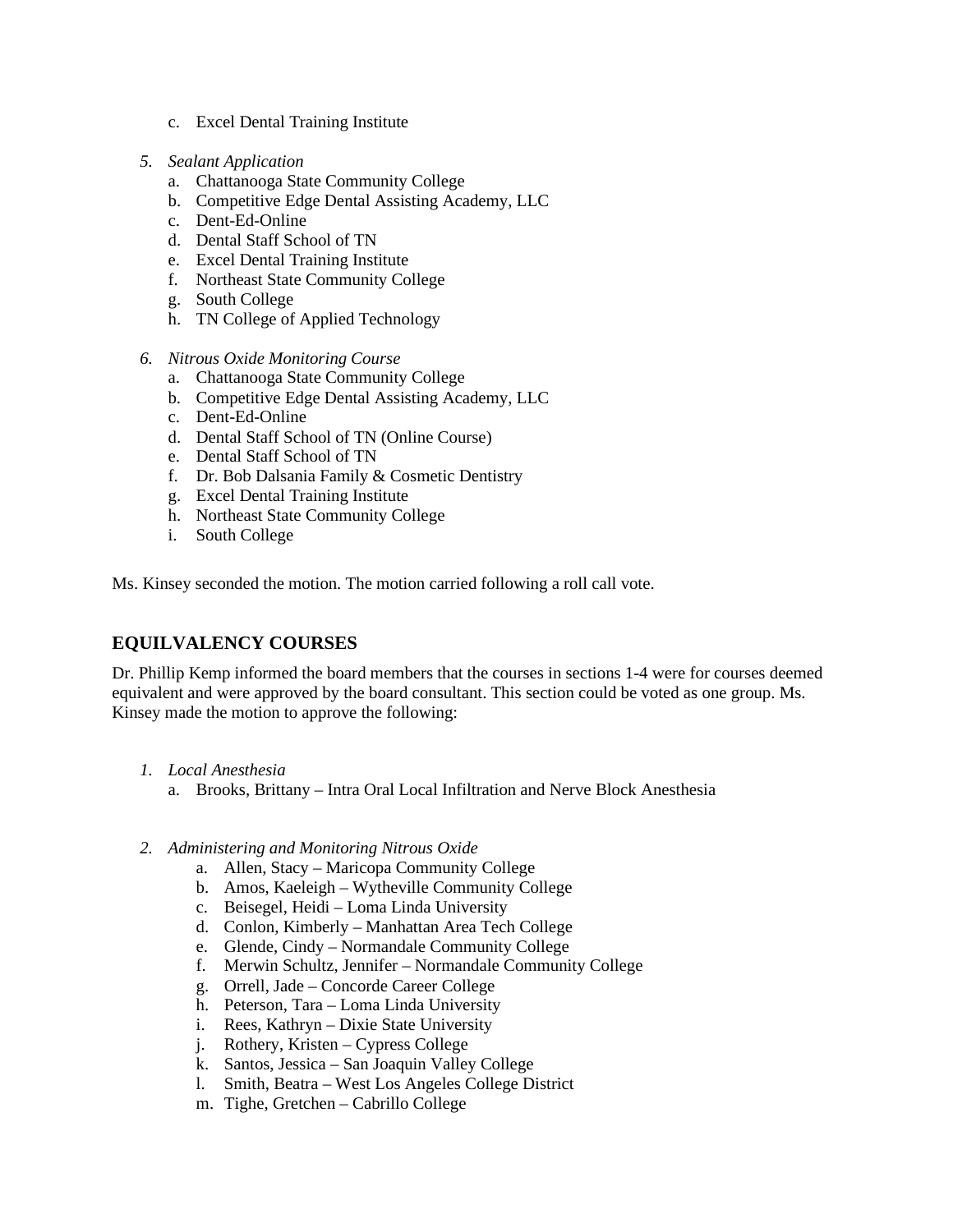c. Excel Dental Training Institute

5. *Sealant Application*
   a. Chattanooga State Community College
   b. Competitive Edge Dental Assisting Academy, LLC
   c. Dent-Ed-Online
   d. Dental Staff School of TN
   e. Excel Dental Training Institute
   f. Northeast State Community College
   g. South College
   h. TN College of Applied Technology

6. *Nitrous Oxide Monitoring Course*
   a. Chattanooga State Community College
   b. Competitive Edge Dental Assisting Academy, LLC
   c. Dent-Ed-Online
   d. Dental Staff School of TN (Online Course)
   e. Dental Staff School of TN
   f. Dr. Bob Dalsania Family & Cosmetic Dentistry
   g. Excel Dental Training Institute
   h. Northeast State Community College
   i. South College

Ms. Kinsey seconded the motion. The motion carried following a roll call vote.

## EQUILVALENCY COURSES

Dr. Phillip Kemp informed the board members that the courses in sections 1-4 were for courses deemed equivalent and were approved by the board consultant. This section could be voted as one group. Ms. Kinsey made the motion to approve the following:

1. *Local Anesthesia*
   a. Brooks, Brittany – Intra Oral Local Infiltration and Nerve Block Anesthesia

2. *Administering and Monitoring Nitrous Oxide*
   a. Allen, Stacy – Maricopa Community College
   b. Amos, Kaeleigh – Wytheville Community College
   c. Beisegel, Heidi – Loma Linda University
   d. Conlon, Kimberly – Manhattan Area Tech College
   e. Glende, Cindy – Normandale Community College
   f. Merwin Schultz, Jennifer – Normandale Community College
   g. Orrell, Jade – Concorde Career College
   h. Peterson, Tara – Loma Linda University
   i. Rees, Kathryn – Dixie State University
   j. Rothery, Kristen – Cypress College
   k. Santos, Jessica – San Joaquin Valley College
   l. Smith, Beatra – West Los Angeles College District
   m. Tighe, Gretchen – Cabrillo College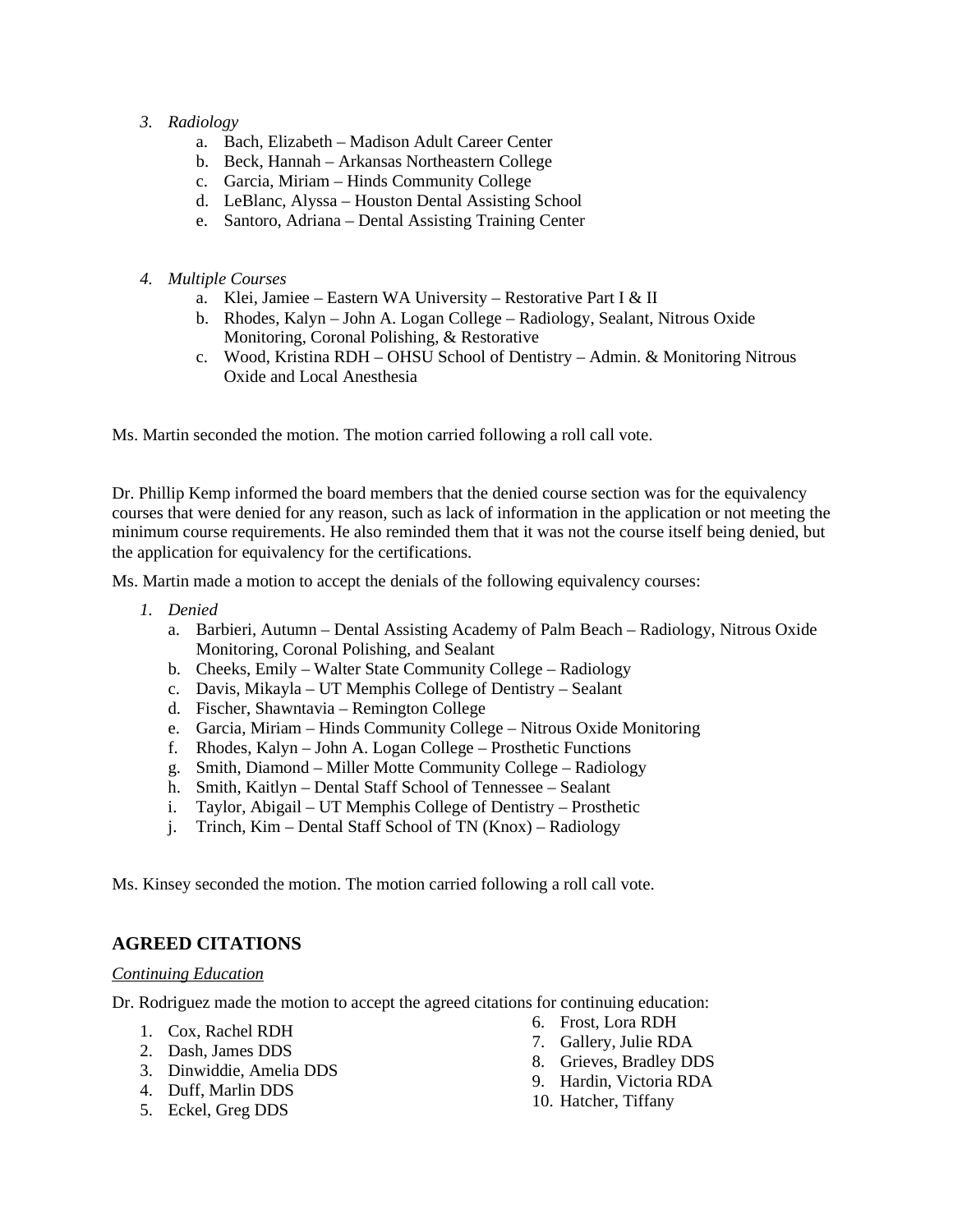3. *Radiology*
    a. Bach, Elizabeth – Madison Adult Career Center
    b. Beck, Hannah – Arkansas Northeastern College
    c. Garcia, Miriam – Hinds Community College
    d. LeBlanc, Alyssa – Houston Dental Assisting School
    e. Santoro, Adriana – Dental Assisting Training Center

4. *Multiple Courses*
    a. Klei, Jamiee – Eastern WA University – Restorative Part I & II
    b. Rhodes, Kalyn – John A. Logan College – Radiology, Sealant, Nitrous Oxide Monitoring, Coronal Polishing, & Restorative
    c. Wood, Kristina RDH – OHSU School of Dentistry – Admin. & Monitoring Nitrous Oxide and Local Anesthesia

Ms. Martin seconded the motion. The motion carried following a roll call vote.

Dr. Phillip Kemp informed the board members that the denied course section was for the equivalency courses that were denied for any reason, such as lack of information in the application or not meeting the minimum course requirements. He also reminded them that it was not the course itself being denied, but the application for equivalency for the certifications.

Ms. Martin made a motion to accept the denials of the following equivalency courses:

1. *Denied*
    a. Barbieri, Autumn – Dental Assisting Academy of Palm Beach – Radiology, Nitrous Oxide Monitoring, Coronal Polishing, and Sealant
    b. Cheeks, Emily – Walter State Community College – Radiology
    c. Davis, Mikayla – UT Memphis College of Dentistry – Sealant
    d. Fischer, Shawntavia – Remington College
    e. Garcia, Miriam – Hinds Community College – Nitrous Oxide Monitoring
    f. Rhodes, Kalyn – John A. Logan College – Prosthetic Functions
    g. Smith, Diamond – Miller Motte Community College – Radiology
    h. Smith, Kaitlyn – Dental Staff School of Tennessee – Sealant
    i. Taylor, Abigail – UT Memphis College of Dentistry – Prosthetic
    j. Trinch, Kim – Dental Staff School of TN (Knox) – Radiology

Ms. Kinsey seconded the motion. The motion carried following a roll call vote.

## AGREED CITATIONS

*Continuing Education*

Dr. Rodriguez made the motion to accept the agreed citations for continuing education:

1. Cox, Rachel RDH
2. Dash, James DDS
3. Dinwiddie, Amelia DDS
4. Duff, Marlin DDS
5. Eckel, Greg DDS
6. Frost, Lora RDH
7. Gallery, Julie RDA
8. Grieves, Bradley DDS
9. Hardin, Victoria RDA
10. Hatcher, Tiffany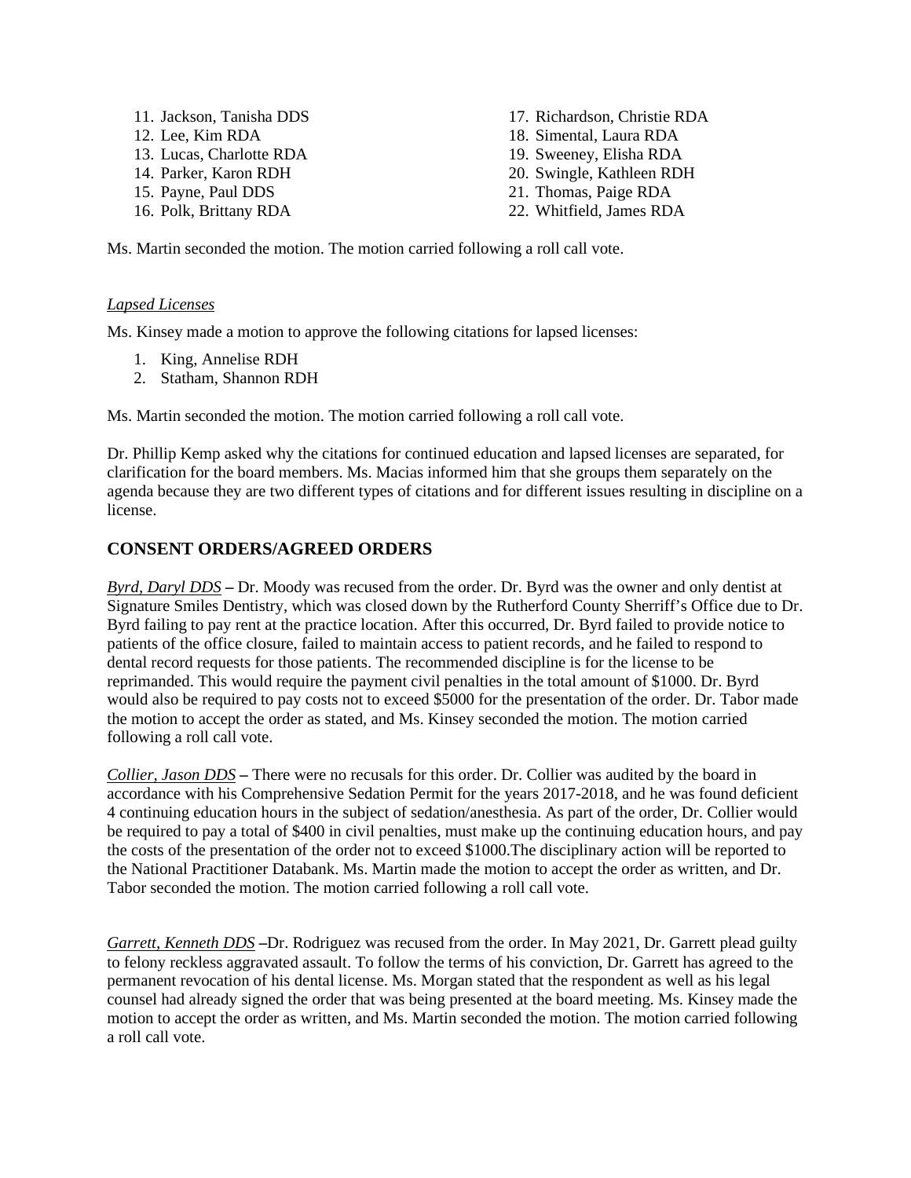11. Jackson, Tanisha DDS
12. Lee, Kim RDA
13. Lucas, Charlotte RDA
14. Parker, Karon RDH
15. Payne, Paul DDS
16. Polk, Brittany RDA
17. Richardson, Christie RDA
18. Simental, Laura RDA
19. Sweeney, Elisha RDA
20. Swingle, Kathleen RDH
21. Thomas, Paige RDA
22. Whitfield, James RDA

Ms. Martin seconded the motion. The motion carried following a roll call vote.

*Lapsed Licenses*

Ms. Kinsey made a motion to approve the following citations for lapsed licenses:

1. King, Annelise RDH
2. Statham, Shannon RDH

Ms. Martin seconded the motion. The motion carried following a roll call vote.

Dr. Phillip Kemp asked why the citations for continued education and lapsed licenses are separated, for clarification for the board members. Ms. Macias informed him that she groups them separately on the agenda because they are two different types of citations and for different issues resulting in discipline on a license.

## CONSENT ORDERS/AGREED ORDERS

*Byrd, Daryl DDS* **–** Dr. Moody was recused from the order. Dr. Byrd was the owner and only dentist at Signature Smiles Dentistry, which was closed down by the Rutherford County Sherriff's Office due to Dr. Byrd failing to pay rent at the practice location. After this occurred, Dr. Byrd failed to provide notice to patients of the office closure, failed to maintain access to patient records, and he failed to respond to dental record requests for those patients. The recommended discipline is for the license to be reprimanded. This would require the payment civil penalties in the total amount of $1000. Dr. Byrd would also be required to pay costs not to exceed $5000 for the presentation of the order. Dr. Tabor made the motion to accept the order as stated, and Ms. Kinsey seconded the motion. The motion carried following a roll call vote.

*Collier, Jason DDS* **–** There were no recusals for this order. Dr. Collier was audited by the board in accordance with his Comprehensive Sedation Permit for the years 2017-2018, and he was found deficient 4 continuing education hours in the subject of sedation/anesthesia. As part of the order, Dr. Collier would be required to pay a total of $400 in civil penalties, must make up the continuing education hours, and pay the costs of the presentation of the order not to exceed $1000.The disciplinary action will be reported to the National Practitioner Databank. Ms. Martin made the motion to accept the order as written, and Dr. Tabor seconded the motion. The motion carried following a roll call vote.

*Garrett, Kenneth DDS* **–**Dr. Rodriguez was recused from the order. In May 2021, Dr. Garrett plead guilty to felony reckless aggravated assault. To follow the terms of his conviction, Dr. Garrett has agreed to the permanent revocation of his dental license. Ms. Morgan stated that the respondent as well as his legal counsel had already signed the order that was being presented at the board meeting. Ms. Kinsey made the motion to accept the order as written, and Ms. Martin seconded the motion. The motion carried following a roll call vote.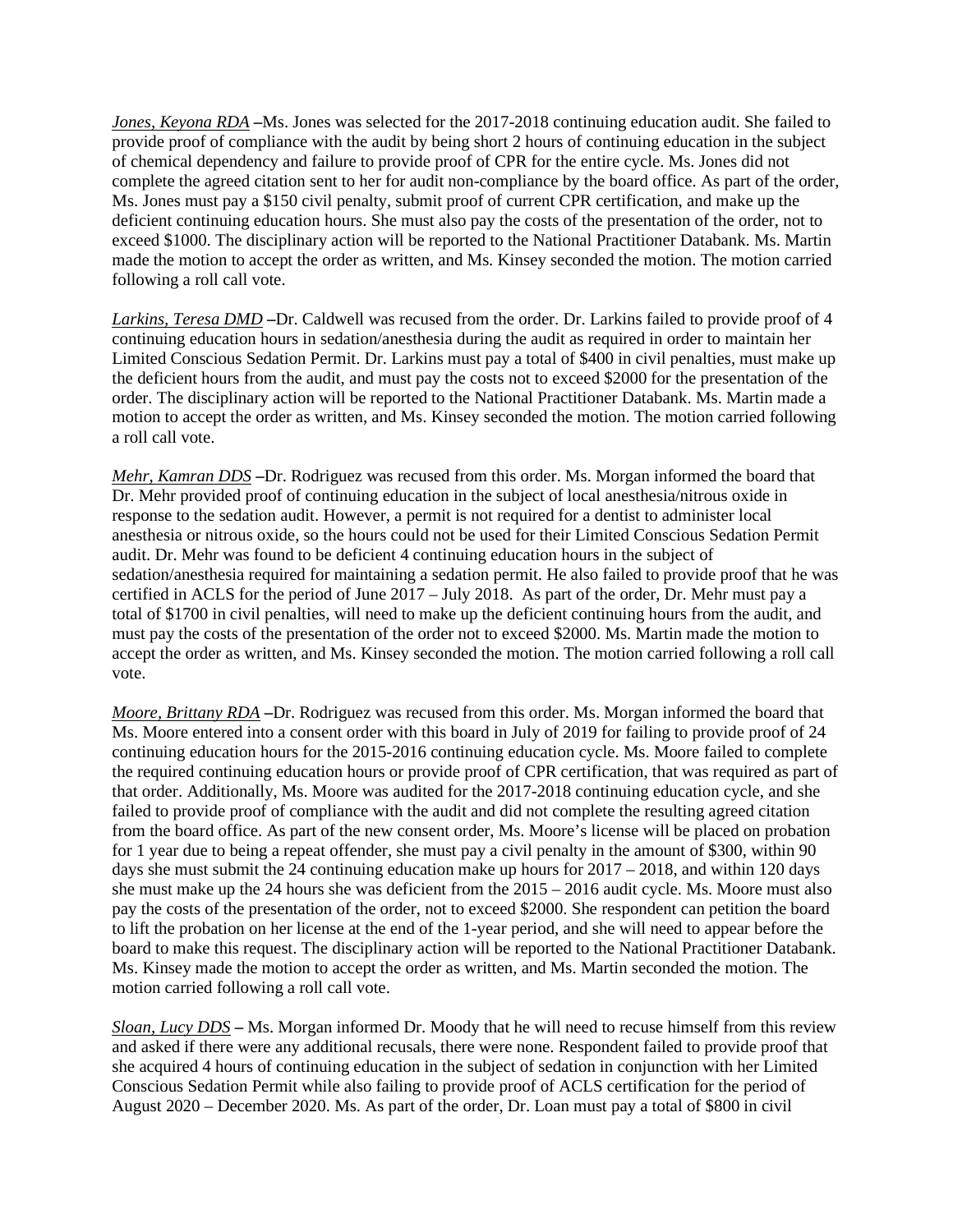*Jones, Keyona RDA* **–**Ms. Jones was selected for the 2017-2018 continuing education audit. She failed to provide proof of compliance with the audit by being short 2 hours of continuing education in the subject of chemical dependency and failure to provide proof of CPR for the entire cycle. Ms. Jones did not complete the agreed citation sent to her for audit non-compliance by the board office. As part of the order, Ms. Jones must pay a $150 civil penalty, submit proof of current CPR certification, and make up the deficient continuing education hours. She must also pay the costs of the presentation of the order, not to exceed $1000. The disciplinary action will be reported to the National Practitioner Databank. Ms. Martin made the motion to accept the order as written, and Ms. Kinsey seconded the motion. The motion carried following a roll call vote.

*Larkins, Teresa DMD* **–**Dr. Caldwell was recused from the order. Dr. Larkins failed to provide proof of 4 continuing education hours in sedation/anesthesia during the audit as required in order to maintain her Limited Conscious Sedation Permit. Dr. Larkins must pay a total of $400 in civil penalties, must make up the deficient hours from the audit, and must pay the costs not to exceed $2000 for the presentation of the order. The disciplinary action will be reported to the National Practitioner Databank. Ms. Martin made a motion to accept the order as written, and Ms. Kinsey seconded the motion. The motion carried following a roll call vote.

*Mehr, Kamran DDS* **–**Dr. Rodriguez was recused from this order. Ms. Morgan informed the board that Dr. Mehr provided proof of continuing education in the subject of local anesthesia/nitrous oxide in response to the sedation audit. However, a permit is not required for a dentist to administer local anesthesia or nitrous oxide, so the hours could not be used for their Limited Conscious Sedation Permit audit. Dr. Mehr was found to be deficient 4 continuing education hours in the subject of sedation/anesthesia required for maintaining a sedation permit. He also failed to provide proof that he was certified in ACLS for the period of June 2017 – July 2018. As part of the order, Dr. Mehr must pay a total of $1700 in civil penalties, will need to make up the deficient continuing hours from the audit, and must pay the costs of the presentation of the order not to exceed $2000. Ms. Martin made the motion to accept the order as written, and Ms. Kinsey seconded the motion. The motion carried following a roll call vote.

*Moore, Brittany RDA* **–**Dr. Rodriguez was recused from this order. Ms. Morgan informed the board that Ms. Moore entered into a consent order with this board in July of 2019 for failing to provide proof of 24 continuing education hours for the 2015-2016 continuing education cycle. Ms. Moore failed to complete the required continuing education hours or provide proof of CPR certification, that was required as part of that order. Additionally, Ms. Moore was audited for the 2017-2018 continuing education cycle, and she failed to provide proof of compliance with the audit and did not complete the resulting agreed citation from the board office. As part of the new consent order, Ms. Moore's license will be placed on probation for 1 year due to being a repeat offender, she must pay a civil penalty in the amount of $300, within 90 days she must submit the 24 continuing education make up hours for 2017 – 2018, and within 120 days she must make up the 24 hours she was deficient from the 2015 – 2016 audit cycle. Ms. Moore must also pay the costs of the presentation of the order, not to exceed $2000. She respondent can petition the board to lift the probation on her license at the end of the 1-year period, and she will need to appear before the board to make this request. The disciplinary action will be reported to the National Practitioner Databank. Ms. Kinsey made the motion to accept the order as written, and Ms. Martin seconded the motion. The motion carried following a roll call vote.

*Sloan, Lucy DDS* **–** Ms. Morgan informed Dr. Moody that he will need to recuse himself from this review and asked if there were any additional recusals, there were none. Respondent failed to provide proof that she acquired 4 hours of continuing education in the subject of sedation in conjunction with her Limited Conscious Sedation Permit while also failing to provide proof of ACLS certification for the period of August 2020 – December 2020. Ms. As part of the order, Dr. Loan must pay a total of $800 in civil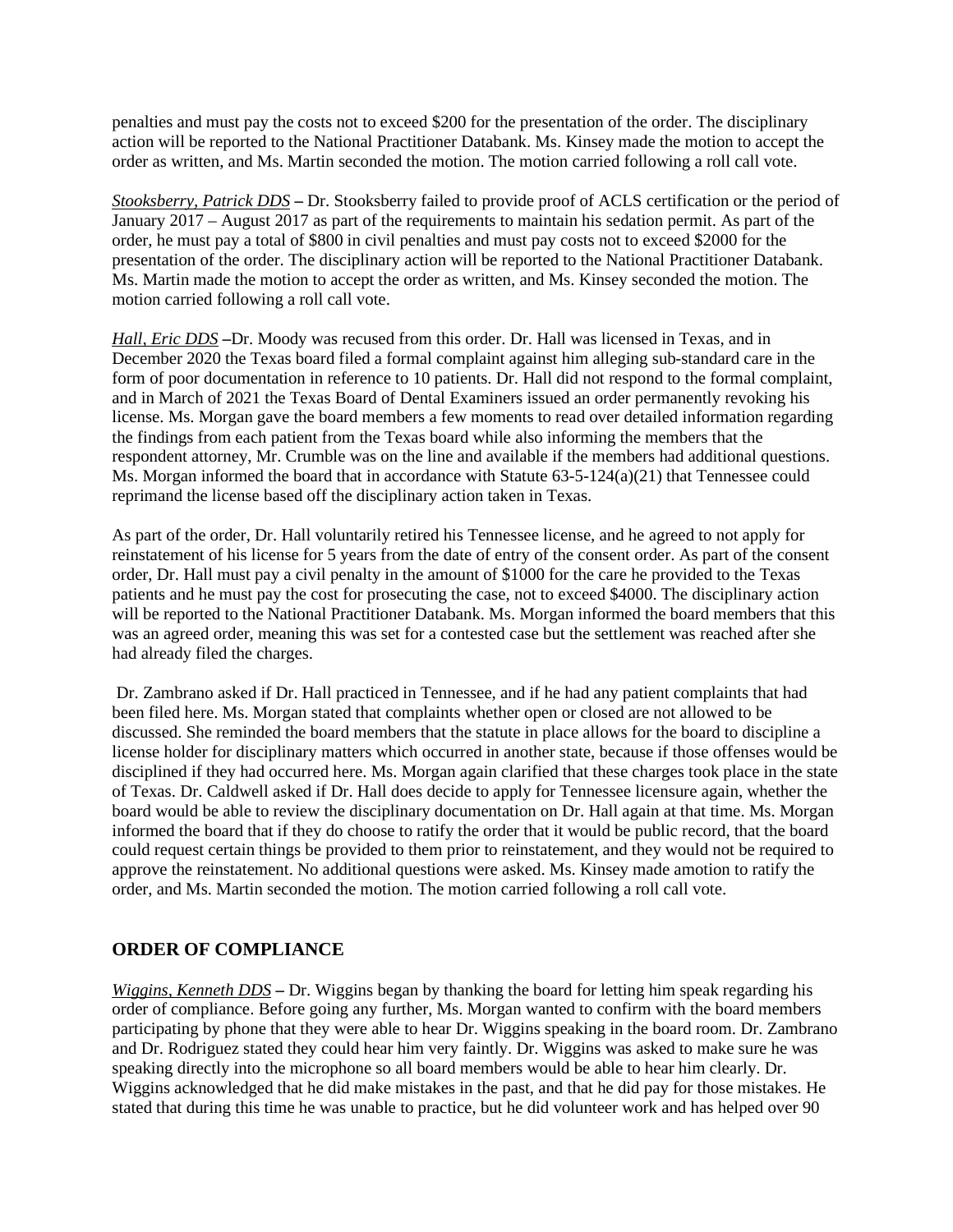penalties and must pay the costs not to exceed $200 for the presentation of the order. The disciplinary action will be reported to the National Practitioner Databank. Ms. Kinsey made the motion to accept the order as written, and Ms. Martin seconded the motion. The motion carried following a roll call vote.

*Stooksberry, Patrick DDS* **–** Dr. Stooksberry failed to provide proof of ACLS certification or the period of January 2017 – August 2017 as part of the requirements to maintain his sedation permit. As part of the order, he must pay a total of $800 in civil penalties and must pay costs not to exceed $2000 for the presentation of the order. The disciplinary action will be reported to the National Practitioner Databank. Ms. Martin made the motion to accept the order as written, and Ms. Kinsey seconded the motion. The motion carried following a roll call vote.

*Hall, Eric DDS* **–**Dr. Moody was recused from this order. Dr. Hall was licensed in Texas, and in December 2020 the Texas board filed a formal complaint against him alleging sub-standard care in the form of poor documentation in reference to 10 patients. Dr. Hall did not respond to the formal complaint, and in March of 2021 the Texas Board of Dental Examiners issued an order permanently revoking his license. Ms. Morgan gave the board members a few moments to read over detailed information regarding the findings from each patient from the Texas board while also informing the members that the respondent attorney, Mr. Crumble was on the line and available if the members had additional questions. Ms. Morgan informed the board that in accordance with Statute 63-5-124(a)(21) that Tennessee could reprimand the license based off the disciplinary action taken in Texas.

As part of the order, Dr. Hall voluntarily retired his Tennessee license, and he agreed to not apply for reinstatement of his license for 5 years from the date of entry of the consent order. As part of the consent order, Dr. Hall must pay a civil penalty in the amount of $1000 for the care he provided to the Texas patients and he must pay the cost for prosecuting the case, not to exceed $4000. The disciplinary action will be reported to the National Practitioner Databank. Ms. Morgan informed the board members that this was an agreed order, meaning this was set for a contested case but the settlement was reached after she had already filed the charges.

Dr. Zambrano asked if Dr. Hall practiced in Tennessee, and if he had any patient complaints that had been filed here. Ms. Morgan stated that complaints whether open or closed are not allowed to be discussed. She reminded the board members that the statute in place allows for the board to discipline a license holder for disciplinary matters which occurred in another state, because if those offenses would be disciplined if they had occurred here. Ms. Morgan again clarified that these charges took place in the state of Texas. Dr. Caldwell asked if Dr. Hall does decide to apply for Tennessee licensure again, whether the board would be able to review the disciplinary documentation on Dr. Hall again at that time. Ms. Morgan informed the board that if they do choose to ratify the order that it would be public record, that the board could request certain things be provided to them prior to reinstatement, and they would not be required to approve the reinstatement. No additional questions were asked. Ms. Kinsey made amotion to ratify the order, and Ms. Martin seconded the motion. The motion carried following a roll call vote.

## ORDER OF COMPLIANCE

*Wiggins, Kenneth DDS* **–** Dr. Wiggins began by thanking the board for letting him speak regarding his order of compliance. Before going any further, Ms. Morgan wanted to confirm with the board members participating by phone that they were able to hear Dr. Wiggins speaking in the board room. Dr. Zambrano and Dr. Rodriguez stated they could hear him very faintly. Dr. Wiggins was asked to make sure he was speaking directly into the microphone so all board members would be able to hear him clearly. Dr. Wiggins acknowledged that he did make mistakes in the past, and that he did pay for those mistakes. He stated that during this time he was unable to practice, but he did volunteer work and has helped over 90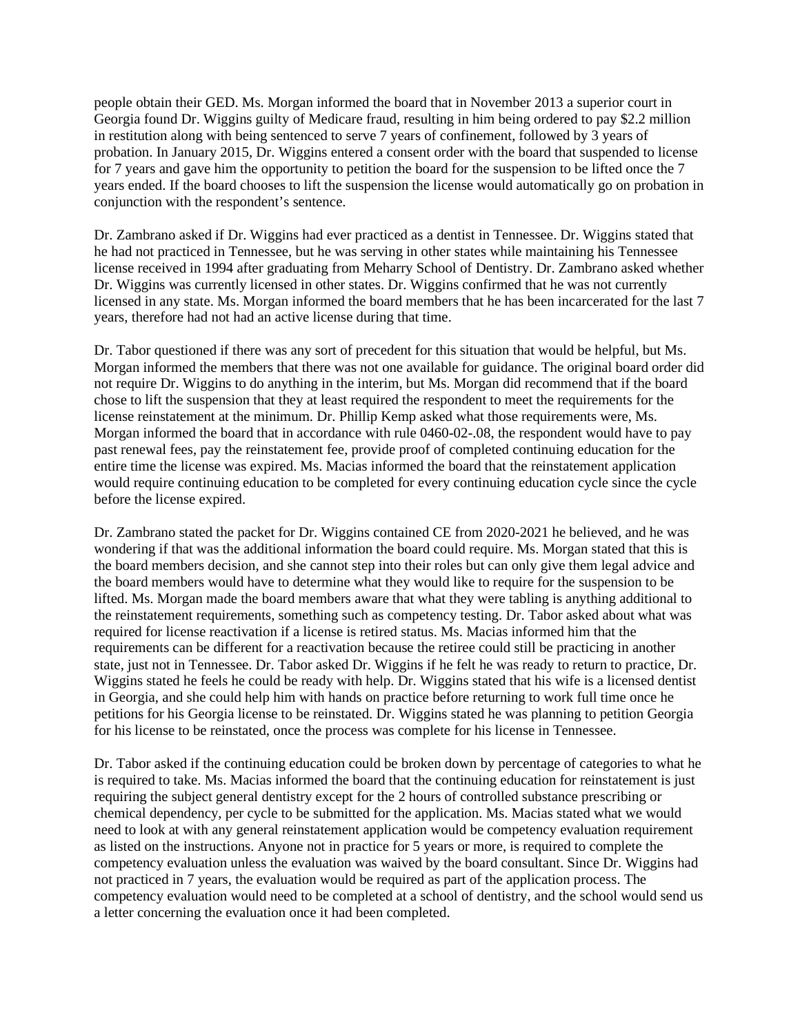people obtain their GED. Ms. Morgan informed the board that in November 2013 a superior court in Georgia found Dr. Wiggins guilty of Medicare fraud, resulting in him being ordered to pay $2.2 million in restitution along with being sentenced to serve 7 years of confinement, followed by 3 years of probation. In January 2015, Dr. Wiggins entered a consent order with the board that suspended to license for 7 years and gave him the opportunity to petition the board for the suspension to be lifted once the 7 years ended. If the board chooses to lift the suspension the license would automatically go on probation in conjunction with the respondent's sentence.

Dr. Zambrano asked if Dr. Wiggins had ever practiced as a dentist in Tennessee. Dr. Wiggins stated that he had not practiced in Tennessee, but he was serving in other states while maintaining his Tennessee license received in 1994 after graduating from Meharry School of Dentistry. Dr. Zambrano asked whether Dr. Wiggins was currently licensed in other states. Dr. Wiggins confirmed that he was not currently licensed in any state. Ms. Morgan informed the board members that he has been incarcerated for the last 7 years, therefore had not had an active license during that time.

Dr. Tabor questioned if there was any sort of precedent for this situation that would be helpful, but Ms. Morgan informed the members that there was not one available for guidance. The original board order did not require Dr. Wiggins to do anything in the interim, but Ms. Morgan did recommend that if the board chose to lift the suspension that they at least required the respondent to meet the requirements for the license reinstatement at the minimum. Dr. Phillip Kemp asked what those requirements were, Ms. Morgan informed the board that in accordance with rule 0460-02-.08, the respondent would have to pay past renewal fees, pay the reinstatement fee, provide proof of completed continuing education for the entire time the license was expired. Ms. Macias informed the board that the reinstatement application would require continuing education to be completed for every continuing education cycle since the cycle before the license expired.

Dr. Zambrano stated the packet for Dr. Wiggins contained CE from 2020-2021 he believed, and he was wondering if that was the additional information the board could require. Ms. Morgan stated that this is the board members decision, and she cannot step into their roles but can only give them legal advice and the board members would have to determine what they would like to require for the suspension to be lifted. Ms. Morgan made the board members aware that what they were tabling is anything additional to the reinstatement requirements, something such as competency testing. Dr. Tabor asked about what was required for license reactivation if a license is retired status. Ms. Macias informed him that the requirements can be different for a reactivation because the retiree could still be practicing in another state, just not in Tennessee. Dr. Tabor asked Dr. Wiggins if he felt he was ready to return to practice, Dr. Wiggins stated he feels he could be ready with help. Dr. Wiggins stated that his wife is a licensed dentist in Georgia, and she could help him with hands on practice before returning to work full time once he petitions for his Georgia license to be reinstated. Dr. Wiggins stated he was planning to petition Georgia for his license to be reinstated, once the process was complete for his license in Tennessee.

Dr. Tabor asked if the continuing education could be broken down by percentage of categories to what he is required to take. Ms. Macias informed the board that the continuing education for reinstatement is just requiring the subject general dentistry except for the 2 hours of controlled substance prescribing or chemical dependency, per cycle to be submitted for the application. Ms. Macias stated what we would need to look at with any general reinstatement application would be competency evaluation requirement as listed on the instructions. Anyone not in practice for 5 years or more, is required to complete the competency evaluation unless the evaluation was waived by the board consultant. Since Dr. Wiggins had not practiced in 7 years, the evaluation would be required as part of the application process. The competency evaluation would need to be completed at a school of dentistry, and the school would send us a letter concerning the evaluation once it had been completed.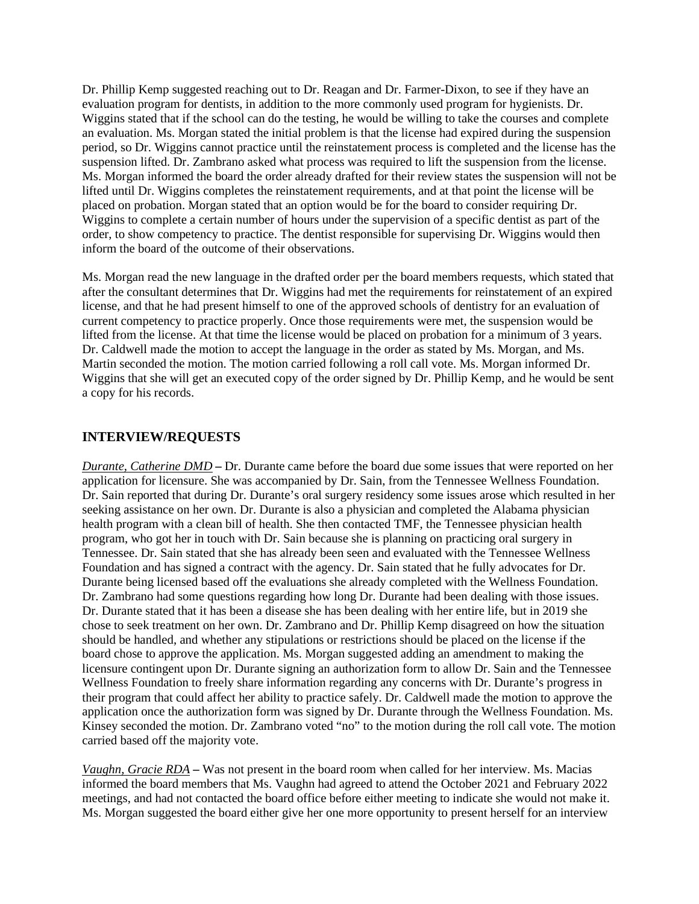Dr. Phillip Kemp suggested reaching out to Dr. Reagan and Dr. Farmer-Dixon, to see if they have an evaluation program for dentists, in addition to the more commonly used program for hygienists. Dr. Wiggins stated that if the school can do the testing, he would be willing to take the courses and complete an evaluation. Ms. Morgan stated the initial problem is that the license had expired during the suspension period, so Dr. Wiggins cannot practice until the reinstatement process is completed and the license has the suspension lifted. Dr. Zambrano asked what process was required to lift the suspension from the license. Ms. Morgan informed the board the order already drafted for their review states the suspension will not be lifted until Dr. Wiggins completes the reinstatement requirements, and at that point the license will be placed on probation. Morgan stated that an option would be for the board to consider requiring Dr. Wiggins to complete a certain number of hours under the supervision of a specific dentist as part of the order, to show competency to practice. The dentist responsible for supervising Dr. Wiggins would then inform the board of the outcome of their observations.

Ms. Morgan read the new language in the drafted order per the board members requests, which stated that after the consultant determines that Dr. Wiggins had met the requirements for reinstatement of an expired license, and that he had present himself to one of the approved schools of dentistry for an evaluation of current competency to practice properly. Once those requirements were met, the suspension would be lifted from the license. At that time the license would be placed on probation for a minimum of 3 years. Dr. Caldwell made the motion to accept the language in the order as stated by Ms. Morgan, and Ms. Martin seconded the motion. The motion carried following a roll call vote. Ms. Morgan informed Dr. Wiggins that she will get an executed copy of the order signed by Dr. Phillip Kemp, and he would be sent a copy for his records.

## INTERVIEW/REQUESTS

*Durante, Catherine DMD* **–** Dr. Durante came before the board due some issues that were reported on her application for licensure. She was accompanied by Dr. Sain, from the Tennessee Wellness Foundation. Dr. Sain reported that during Dr. Durante's oral surgery residency some issues arose which resulted in her seeking assistance on her own. Dr. Durante is also a physician and completed the Alabama physician health program with a clean bill of health. She then contacted TMF, the Tennessee physician health program, who got her in touch with Dr. Sain because she is planning on practicing oral surgery in Tennessee. Dr. Sain stated that she has already been seen and evaluated with the Tennessee Wellness Foundation and has signed a contract with the agency. Dr. Sain stated that he fully advocates for Dr. Durante being licensed based off the evaluations she already completed with the Wellness Foundation. Dr. Zambrano had some questions regarding how long Dr. Durante had been dealing with those issues. Dr. Durante stated that it has been a disease she has been dealing with her entire life, but in 2019 she chose to seek treatment on her own. Dr. Zambrano and Dr. Phillip Kemp disagreed on how the situation should be handled, and whether any stipulations or restrictions should be placed on the license if the board chose to approve the application. Ms. Morgan suggested adding an amendment to making the licensure contingent upon Dr. Durante signing an authorization form to allow Dr. Sain and the Tennessee Wellness Foundation to freely share information regarding any concerns with Dr. Durante's progress in their program that could affect her ability to practice safely. Dr. Caldwell made the motion to approve the application once the authorization form was signed by Dr. Durante through the Wellness Foundation. Ms. Kinsey seconded the motion. Dr. Zambrano voted "no" to the motion during the roll call vote. The motion carried based off the majority vote.

*Vaughn, Gracie RDA* **–** Was not present in the board room when called for her interview. Ms. Macias informed the board members that Ms. Vaughn had agreed to attend the October 2021 and February 2022 meetings, and had not contacted the board office before either meeting to indicate she would not make it. Ms. Morgan suggested the board either give her one more opportunity to present herself for an interview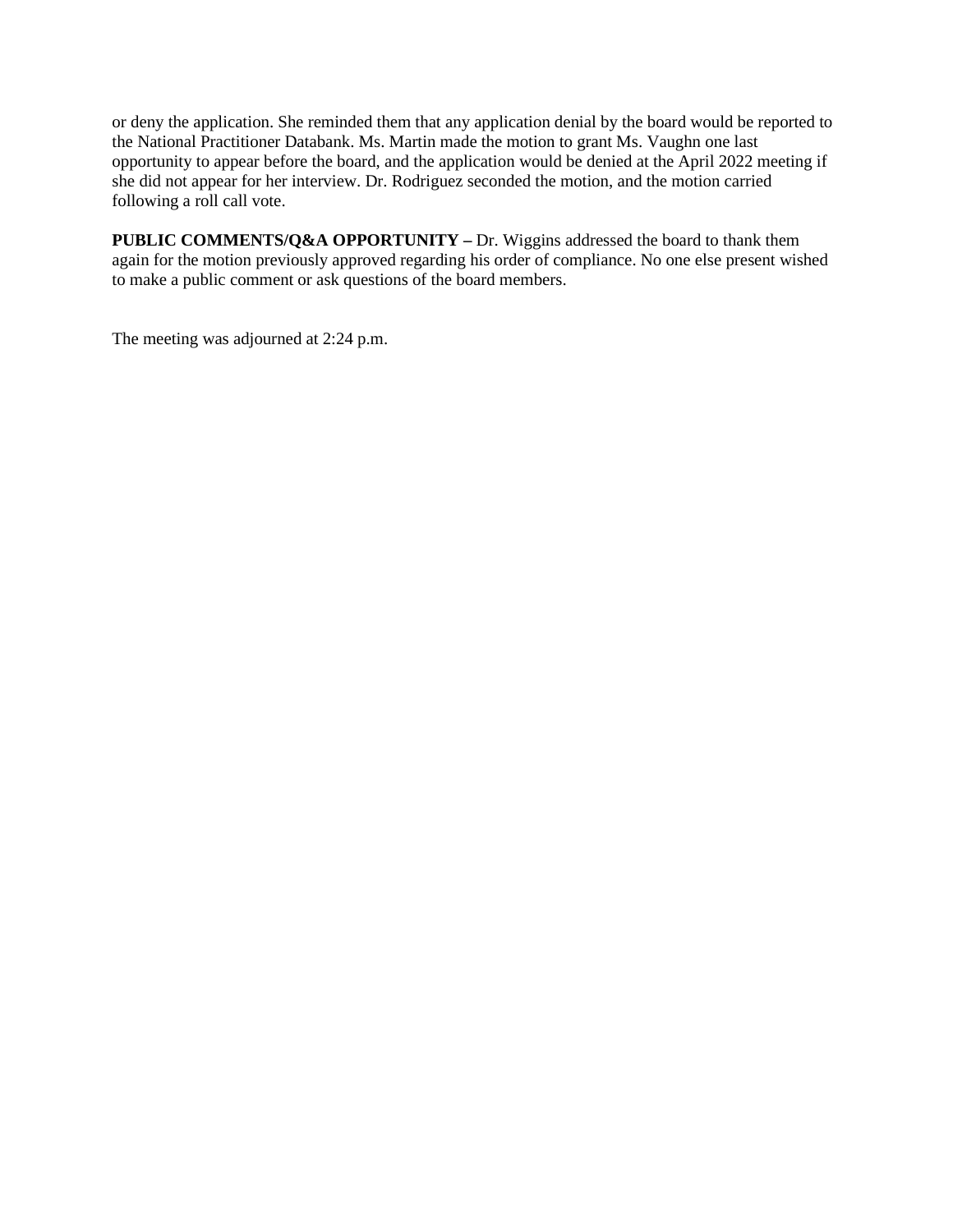or deny the application. She reminded them that any application denial by the board would be reported to the National Practitioner Databank. Ms. Martin made the motion to grant Ms. Vaughn one last opportunity to appear before the board, and the application would be denied at the April 2022 meeting if she did not appear for her interview. Dr. Rodriguez seconded the motion, and the motion carried following a roll call vote.

**PUBLIC COMMENTS/Q&A OPPORTUNITY –** Dr. Wiggins addressed the board to thank them again for the motion previously approved regarding his order of compliance. No one else present wished to make a public comment or ask questions of the board members.

The meeting was adjourned at 2:24 p.m.